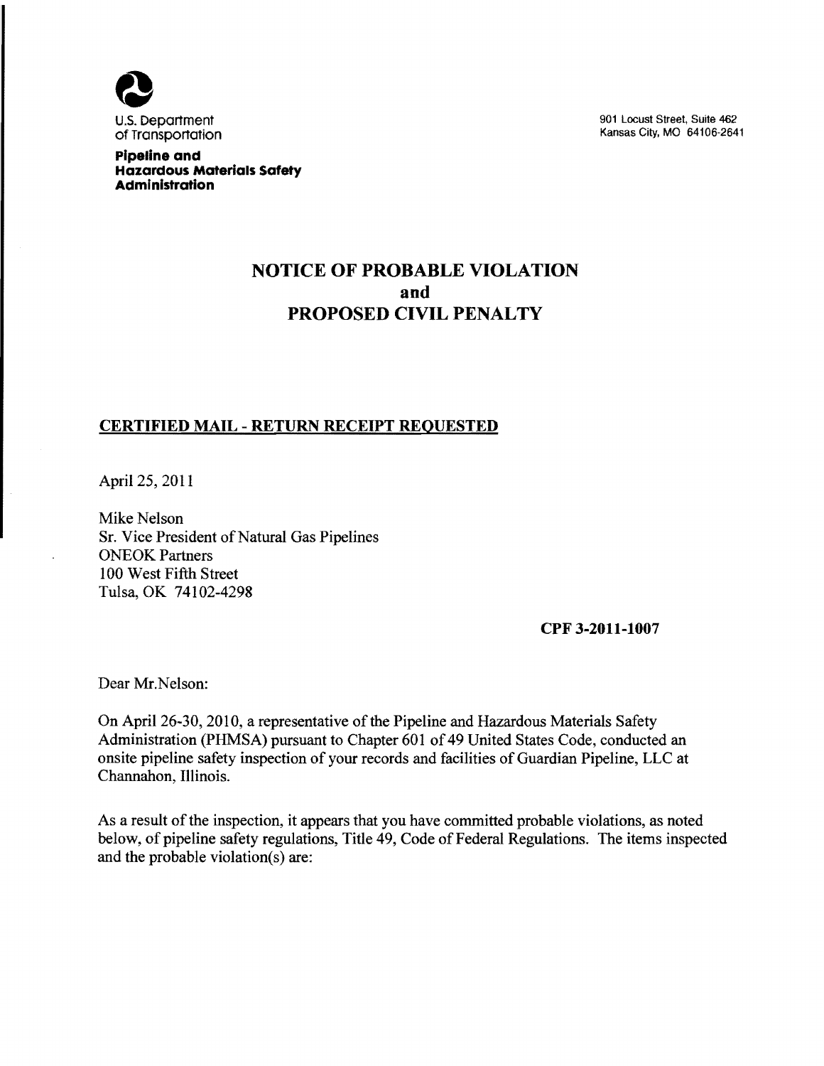U.S. Department of Transportation

**Pipeline and Hazardous Materials Safety Administration**

901 Locust Street, Suite 462
Kansas City, MO 64106-2641

# NOTICE OF PROBABLE VIOLATION and PROPOSED CIVIL PENALTY

**CERTIFIED MAIL - RETURN RECEIPT REQUESTED**

April 25, 2011

Mike Nelson
Sr. Vice President of Natural Gas Pipelines
ONEOK Partners
100 West Fifth Street
Tulsa, OK 74102-4298

**CPF 3-2011-1007**

Dear Mr.Nelson:

On April 26-30, 2010, a representative of the Pipeline and Hazardous Materials Safety Administration (PHMSA) pursuant to Chapter 601 of 49 United States Code, conducted an onsite pipeline safety inspection of your records and facilities of Guardian Pipeline, LLC at Channahon, Illinois.

As a result of the inspection, it appears that you have committed probable violations, as noted below, of pipeline safety regulations, Title 49, Code of Federal Regulations. The items inspected and the probable violation(s) are: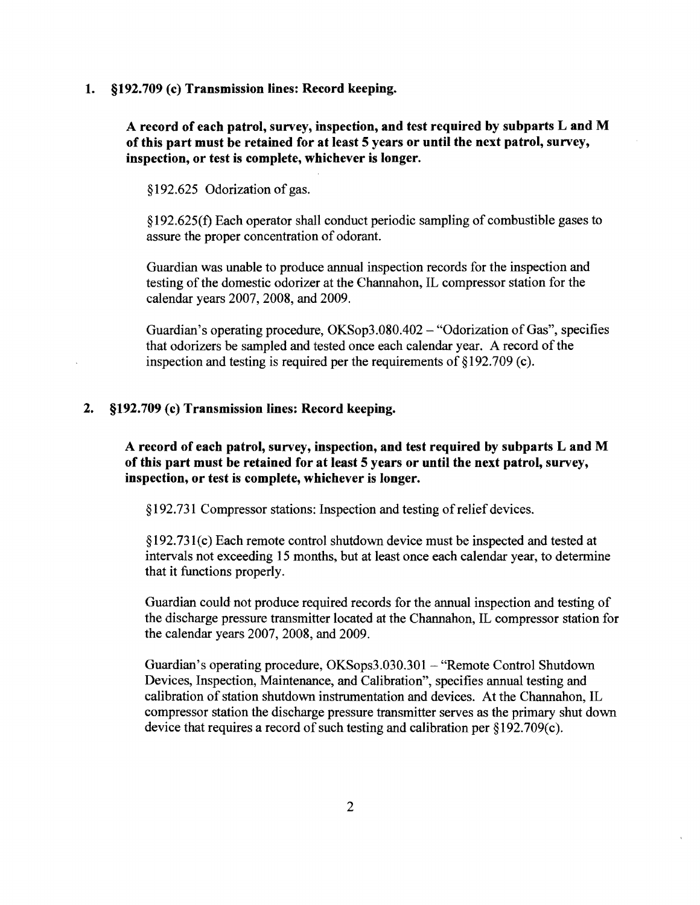1. **§192.709 (c) Transmission lines: Record keeping.**

   **A record of each patrol, survey, inspection, and test required by subparts L and M of this part must be retained for at least 5 years or until the next patrol, survey, inspection, or test is complete, whichever is longer.**

   §192.625 Odorization of gas.

   §192.625(f) Each operator shall conduct periodic sampling of combustible gases to assure the proper concentration of odorant.

   Guardian was unable to produce annual inspection records for the inspection and testing of the domestic odorizer at the Channahon, IL compressor station for the calendar years 2007, 2008, and 2009.

   Guardian's operating procedure, OKSop3.080.402 – "Odorization of Gas", specifies that odorizers be sampled and tested once each calendar year. A record of the inspection and testing is required per the requirements of §192.709 (c).

2. **§192.709 (c) Transmission lines: Record keeping.**

   **A record of each patrol, survey, inspection, and test required by subparts L and M of this part must be retained for at least 5 years or until the next patrol, survey, inspection, or test is complete, whichever is longer.**

   §192.731 Compressor stations: Inspection and testing of relief devices.

   §192.731(c) Each remote control shutdown device must be inspected and tested at intervals not exceeding 15 months, but at least once each calendar year, to determine that it functions properly.

   Guardian could not produce required records for the annual inspection and testing of the discharge pressure transmitter located at the Channahon, IL compressor station for the calendar years 2007, 2008, and 2009.

   Guardian's operating procedure, OKSops3.030.301 – "Remote Control Shutdown Devices, Inspection, Maintenance, and Calibration", specifies annual testing and calibration of station shutdown instrumentation and devices. At the Channahon, IL compressor station the discharge pressure transmitter serves as the primary shut down device that requires a record of such testing and calibration per §192.709(c).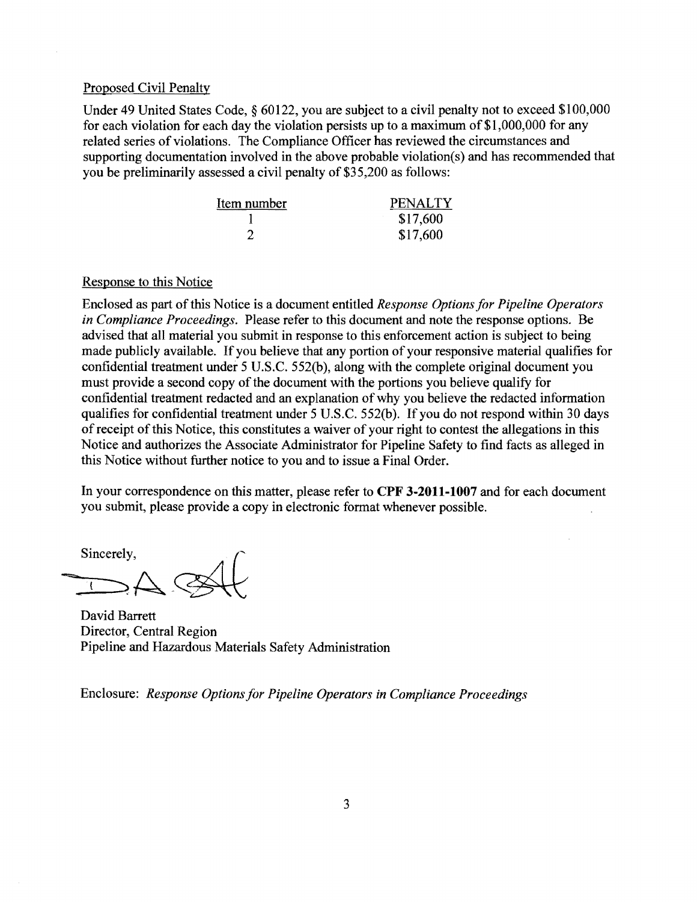## Proposed Civil Penalty

Under 49 United States Code, § 60122, you are subject to a civil penalty not to exceed $100,000 for each violation for each day the violation persists up to a maximum of $1,000,000 for any related series of violations. The Compliance Officer has reviewed the circumstances and supporting documentation involved in the above probable violation(s) and has recommended that you be preliminarily assessed a civil penalty of $35,200 as follows:

| Item number | PENALTY |
|---|---|
| 1 | $17,600 |
| 2 | $17,600 |

## Response to this Notice

Enclosed as part of this Notice is a document entitled *Response Options for Pipeline Operators in Compliance Proceedings*. Please refer to this document and note the response options. Be advised that all material you submit in response to this enforcement action is subject to being made publicly available. If you believe that any portion of your responsive material qualifies for confidential treatment under 5 U.S.C. 552(b), along with the complete original document you must provide a second copy of the document with the portions you believe qualify for confidential treatment redacted and an explanation of why you believe the redacted information qualifies for confidential treatment under 5 U.S.C. 552(b). If you do not respond within 30 days of receipt of this Notice, this constitutes a waiver of your right to contest the allegations in this Notice and authorizes the Associate Administrator for Pipeline Safety to find facts as alleged in this Notice without further notice to you and to issue a Final Order.

In your correspondence on this matter, please refer to **CPF 3-2011-1007** and for each document you submit, please provide a copy in electronic format whenever possible.

Sincerely,

David Barrett
Director, Central Region
Pipeline and Hazardous Materials Safety Administration

Enclosure: *Response Options for Pipeline Operators in Compliance Proceedings*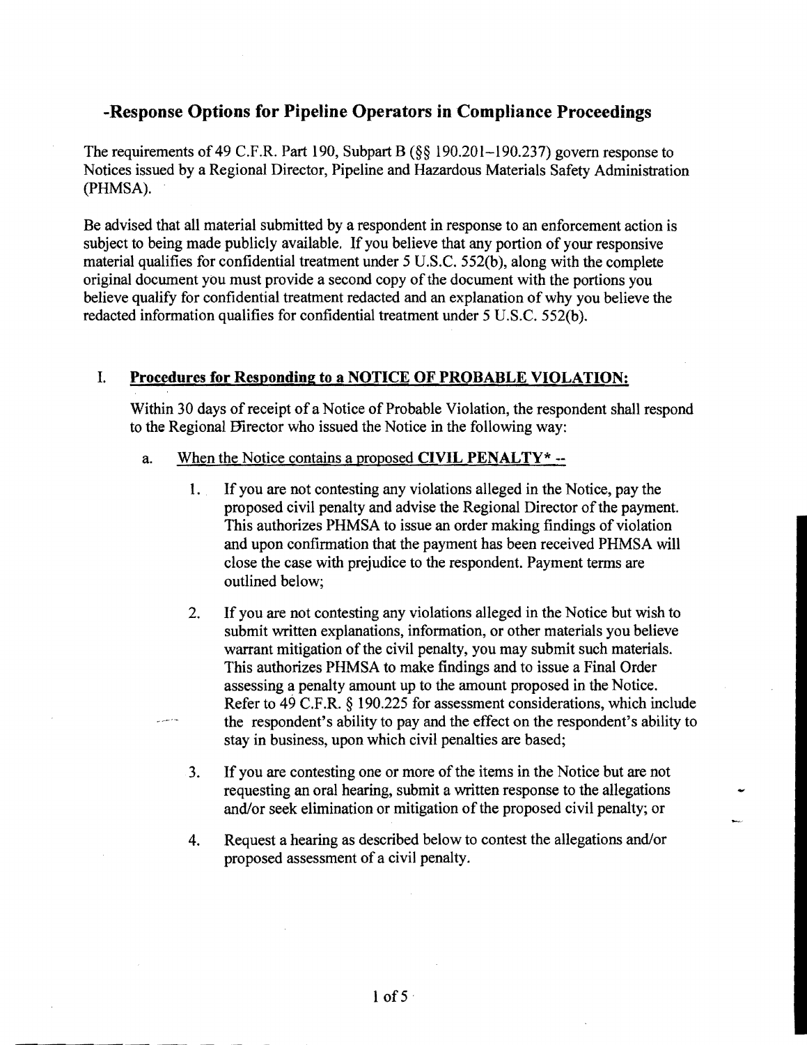## -Response Options for Pipeline Operators in Compliance Proceedings

The requirements of 49 C.F.R. Part 190, Subpart B (§§ 190.201–190.237) govern response to Notices issued by a Regional Director, Pipeline and Hazardous Materials Safety Administration (PHMSA).

Be advised that all material submitted by a respondent in response to an enforcement action is subject to being made publicly available. If you believe that any portion of your responsive material qualifies for confidential treatment under 5 U.S.C. 552(b), along with the complete original document you must provide a second copy of the document with the portions you believe qualify for confidential treatment redacted and an explanation of why you believe the redacted information qualifies for confidential treatment under 5 U.S.C. 552(b).

### I. Procedures for Responding to a NOTICE OF PROBABLE VIOLATION:

Within 30 days of receipt of a Notice of Probable Violation, the respondent shall respond to the Regional Director who issued the Notice in the following way:

a. When the Notice contains a proposed **CIVIL PENALTY*** --

1. If you are not contesting any violations alleged in the Notice, pay the proposed civil penalty and advise the Regional Director of the payment. This authorizes PHMSA to issue an order making findings of violation and upon confirmation that the payment has been received PHMSA will close the case with prejudice to the respondent. Payment terms are outlined below;

2. If you are not contesting any violations alleged in the Notice but wish to submit written explanations, information, or other materials you believe warrant mitigation of the civil penalty, you may submit such materials. This authorizes PHMSA to make findings and to issue a Final Order assessing a penalty amount up to the amount proposed in the Notice. Refer to 49 C.F.R. § 190.225 for assessment considerations, which include the respondent's ability to pay and the effect on the respondent's ability to stay in business, upon which civil penalties are based;

3. If you are contesting one or more of the items in the Notice but are not requesting an oral hearing, submit a written response to the allegations and/or seek elimination or mitigation of the proposed civil penalty; or

4. Request a hearing as described below to contest the allegations and/or proposed assessment of a civil penalty.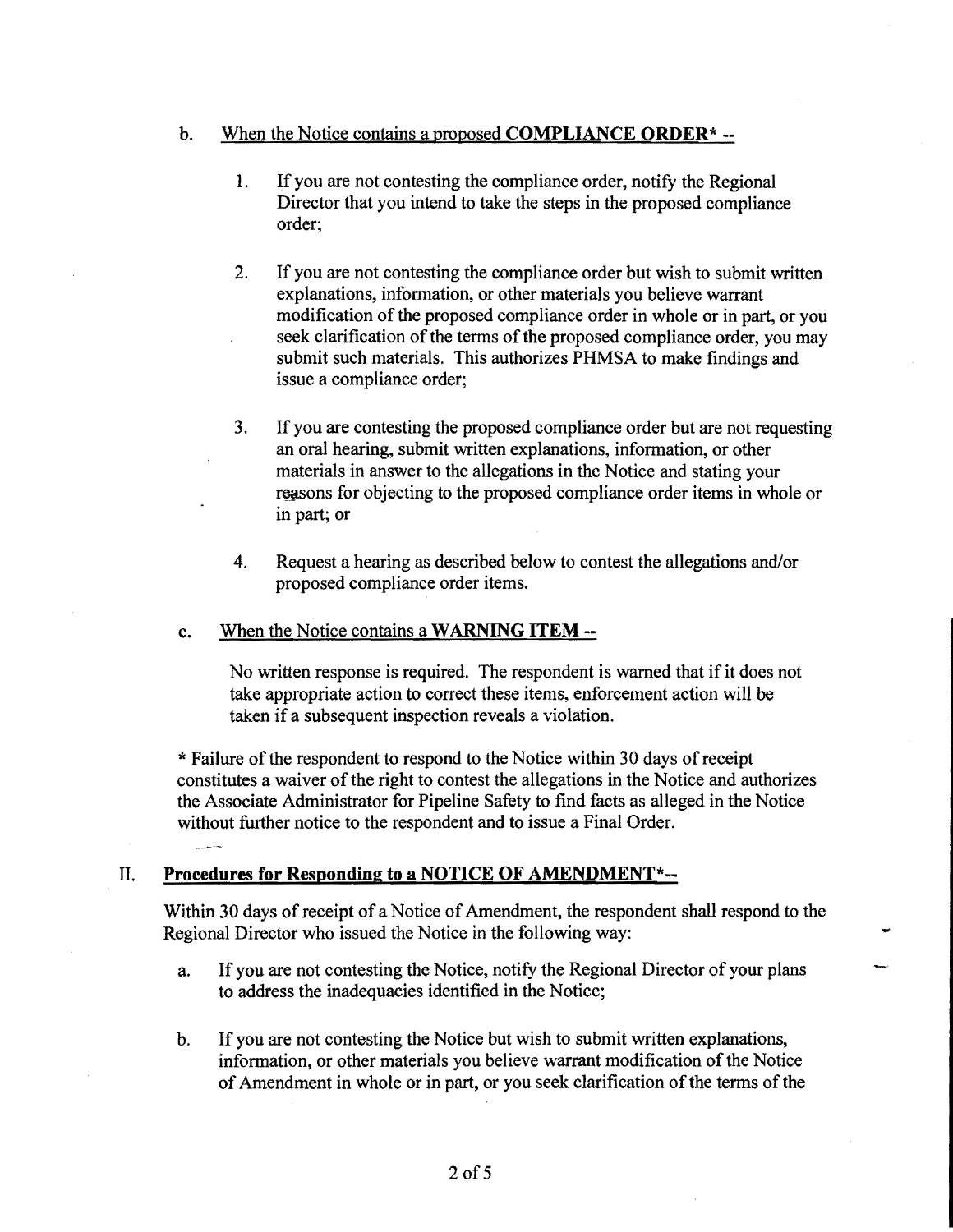b. When the Notice contains a proposed **COMPLIANCE ORDER*** --

1. If you are not contesting the compliance order, notify the Regional Director that you intend to take the steps in the proposed compliance order;

2. If you are not contesting the compliance order but wish to submit written explanations, information, or other materials you believe warrant modification of the proposed compliance order in whole or in part, or you seek clarification of the terms of the proposed compliance order, you may submit such materials. This authorizes PHMSA to make findings and issue a compliance order;

3. If you are contesting the proposed compliance order but are not requesting an oral hearing, submit written explanations, information, or other materials in answer to the allegations in the Notice and stating your reasons for objecting to the proposed compliance order items in whole or in part; or

4. Request a hearing as described below to contest the allegations and/or proposed compliance order items.

c. When the Notice contains a **WARNING ITEM** --

No written response is required. The respondent is warned that if it does not take appropriate action to correct these items, enforcement action will be taken if a subsequent inspection reveals a violation.

* Failure of the respondent to respond to the Notice within 30 days of receipt constitutes a waiver of the right to contest the allegations in the Notice and authorizes the Associate Administrator for Pipeline Safety to find facts as alleged in the Notice without further notice to the respondent and to issue a Final Order.

## II. Procedures for Responding to a NOTICE OF AMENDMENT*--

Within 30 days of receipt of a Notice of Amendment, the respondent shall respond to the Regional Director who issued the Notice in the following way:

a. If you are not contesting the Notice, notify the Regional Director of your plans to address the inadequacies identified in the Notice;

b. If you are not contesting the Notice but wish to submit written explanations, information, or other materials you believe warrant modification of the Notice of Amendment in whole or in part, or you seek clarification of the terms of the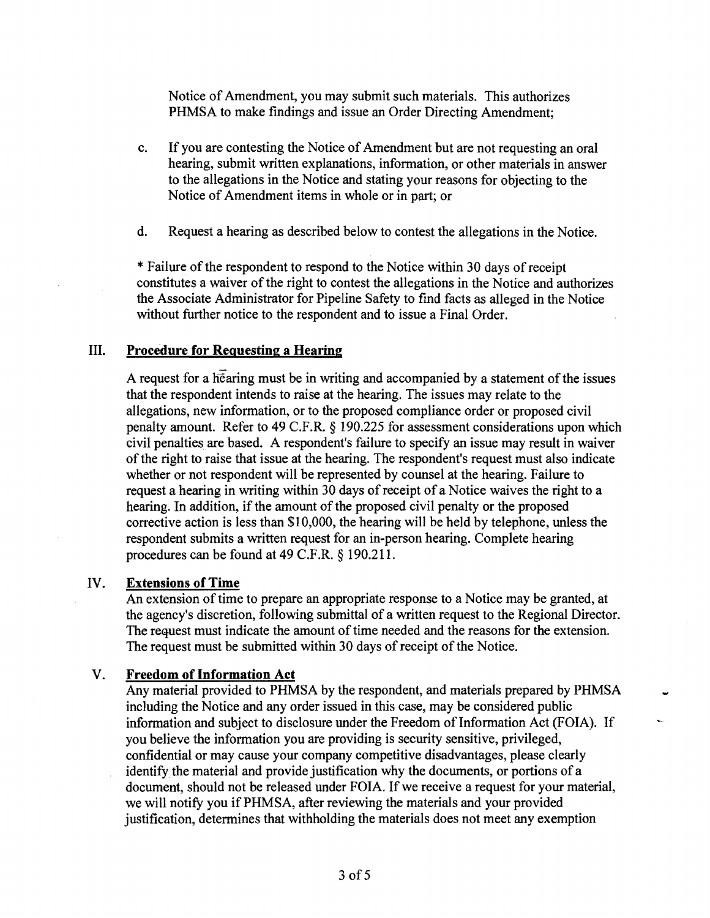Notice of Amendment, you may submit such materials. This authorizes PHMSA to make findings and issue an Order Directing Amendment;

c. If you are contesting the Notice of Amendment but are not requesting an oral hearing, submit written explanations, information, or other materials in answer to the allegations in the Notice and stating your reasons for objecting to the Notice of Amendment items in whole or in part; or

d. Request a hearing as described below to contest the allegations in the Notice.

* Failure of the respondent to respond to the Notice within 30 days of receipt constitutes a waiver of the right to contest the allegations in the Notice and authorizes the Associate Administrator for Pipeline Safety to find facts as alleged in the Notice without further notice to the respondent and to issue a Final Order.

## III. Procedure for Requesting a Hearing

A request for a hearing must be in writing and accompanied by a statement of the issues that the respondent intends to raise at the hearing. The issues may relate to the allegations, new information, or to the proposed compliance order or proposed civil penalty amount. Refer to 49 C.F.R. § 190.225 for assessment considerations upon which civil penalties are based. A respondent's failure to specify an issue may result in waiver of the right to raise that issue at the hearing. The respondent's request must also indicate whether or not respondent will be represented by counsel at the hearing. Failure to request a hearing in writing within 30 days of receipt of a Notice waives the right to a hearing. In addition, if the amount of the proposed civil penalty or the proposed corrective action is less than $10,000, the hearing will be held by telephone, unless the respondent submits a written request for an in-person hearing. Complete hearing procedures can be found at 49 C.F.R. § 190.211.

## IV. Extensions of Time

An extension of time to prepare an appropriate response to a Notice may be granted, at the agency's discretion, following submittal of a written request to the Regional Director. The request must indicate the amount of time needed and the reasons for the extension. The request must be submitted within 30 days of receipt of the Notice.

## V. Freedom of Information Act

Any material provided to PHMSA by the respondent, and materials prepared by PHMSA including the Notice and any order issued in this case, may be considered public information and subject to disclosure under the Freedom of Information Act (FOIA). If you believe the information you are providing is security sensitive, privileged, confidential or may cause your company competitive disadvantages, please clearly identify the material and provide justification why the documents, or portions of a document, should not be released under FOIA. If we receive a request for your material, we will notify you if PHMSA, after reviewing the materials and your provided justification, determines that withholding the materials does not meet any exemption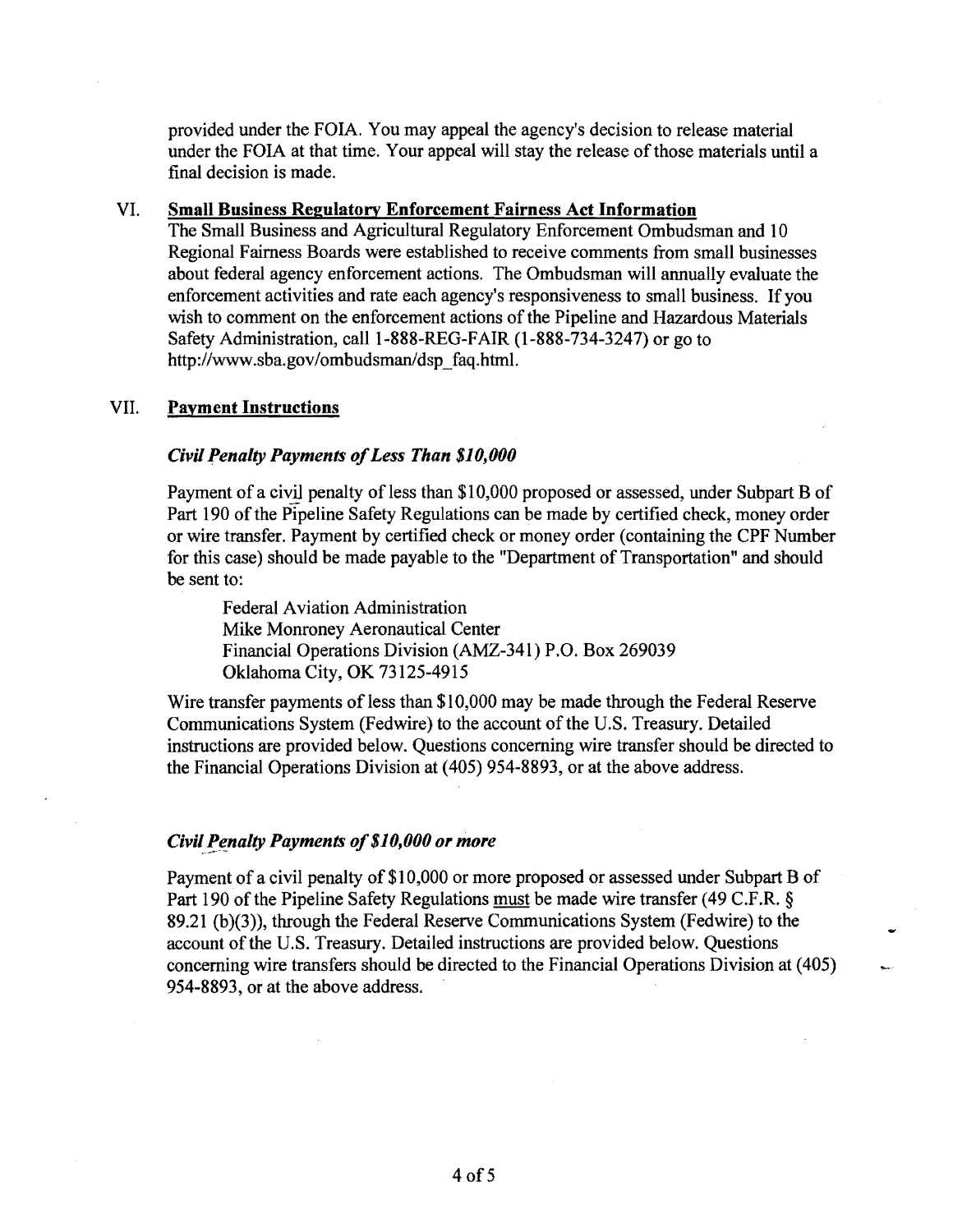provided under the FOIA. You may appeal the agency's decision to release material under the FOIA at that time. Your appeal will stay the release of those materials until a final decision is made.

## VI. Small Business Regulatory Enforcement Fairness Act Information

The Small Business and Agricultural Regulatory Enforcement Ombudsman and 10 Regional Fairness Boards were established to receive comments from small businesses about federal agency enforcement actions. The Ombudsman will annually evaluate the enforcement activities and rate each agency's responsiveness to small business. If you wish to comment on the enforcement actions of the Pipeline and Hazardous Materials Safety Administration, call 1-888-REG-FAIR (1-888-734-3247) or go to http://www.sba.gov/ombudsman/dsp_faq.html.

## VII. Payment Instructions

### *Civil Penalty Payments of Less Than $10,000*

Payment of a civil penalty of less than $10,000 proposed or assessed, under Subpart B of Part 190 of the Pipeline Safety Regulations can be made by certified check, money order or wire transfer. Payment by certified check or money order (containing the CPF Number for this case) should be made payable to the "Department of Transportation" and should be sent to:

Federal Aviation Administration
Mike Monroney Aeronautical Center
Financial Operations Division (AMZ-341) P.O. Box 269039
Oklahoma City, OK 73125-4915

Wire transfer payments of less than $10,000 may be made through the Federal Reserve Communications System (Fedwire) to the account of the U.S. Treasury. Detailed instructions are provided below. Questions concerning wire transfer should be directed to the Financial Operations Division at (405) 954-8893, or at the above address.

### *Civil Penalty Payments of $10,000 or more*

Payment of a civil penalty of $10,000 or more proposed or assessed under Subpart B of Part 190 of the Pipeline Safety Regulations must be made wire transfer (49 C.F.R. § 89.21 (b)(3)), through the Federal Reserve Communications System (Fedwire) to the account of the U.S. Treasury. Detailed instructions are provided below. Questions concerning wire transfers should be directed to the Financial Operations Division at (405) 954-8893, or at the above address.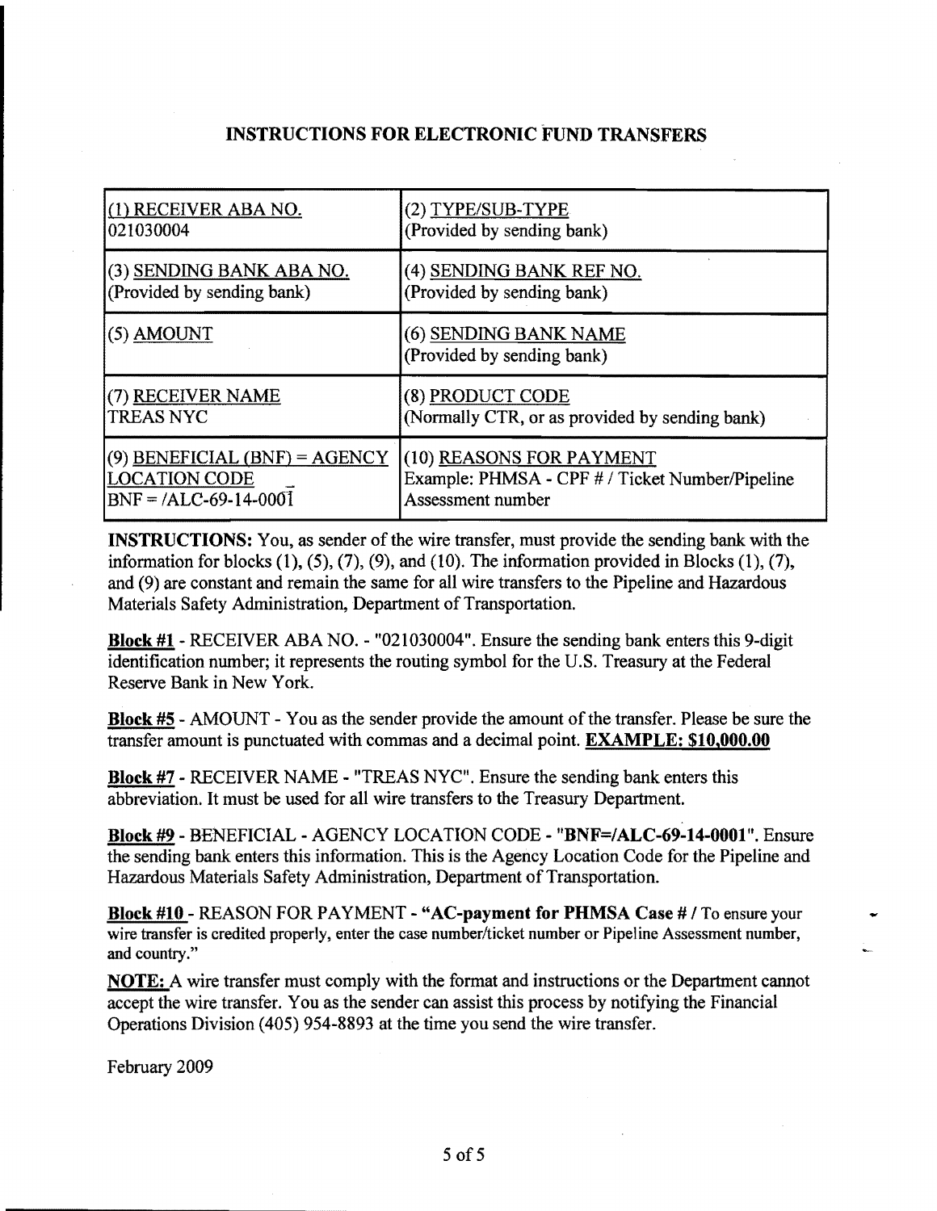# INSTRUCTIONS FOR ELECTRONIC FUND TRANSFERS

| | |
|---|---|
| (1) RECEIVER ABA NO.<br>021030004 | (2) TYPE/SUB-TYPE<br>(Provided by sending bank) |
| (3) SENDING BANK ABA NO.<br>(Provided by sending bank) | (4) SENDING BANK REF NO.<br>(Provided by sending bank) |
| (5) AMOUNT | (6) SENDING BANK NAME<br>(Provided by sending bank) |
| (7) RECEIVER NAME<br>TREAS NYC | (8) PRODUCT CODE<br>(Normally CTR, or as provided by sending bank) |
| (9) BENEFICIAL (BNF) = AGENCY LOCATION CODE<br>BNF = /ALC-69-14-0001 | (10) REASONS FOR PAYMENT<br>Example: PHMSA - CPF # / Ticket Number/Pipeline Assessment number |

**INSTRUCTIONS:** You, as sender of the wire transfer, must provide the sending bank with the information for blocks (1), (5), (7), (9), and (10). The information provided in Blocks (1), (7), and (9) are constant and remain the same for all wire transfers to the Pipeline and Hazardous Materials Safety Administration, Department of Transportation.

**Block #1** - RECEIVER ABA NO. - "021030004". Ensure the sending bank enters this 9-digit identification number; it represents the routing symbol for the U.S. Treasury at the Federal Reserve Bank in New York.

**Block #5** - AMOUNT - You as the sender provide the amount of the transfer. Please be sure the transfer amount is punctuated with commas and a decimal point. **EXAMPLE: $10,000.00**

**Block #7** - RECEIVER NAME - "TREAS NYC". Ensure the sending bank enters this abbreviation. It must be used for all wire transfers to the Treasury Department.

**Block #9** - BENEFICIAL - AGENCY LOCATION CODE - "**BNF=/ALC-69-14-0001**". Ensure the sending bank enters this information. This is the Agency Location Code for the Pipeline and Hazardous Materials Safety Administration, Department of Transportation.

**Block #10** - REASON FOR PAYMENT - **"AC-payment for PHMSA Case # /** To ensure your wire transfer is credited properly, enter the case number/ticket number or Pipeline Assessment number, and country."

**NOTE:** A wire transfer must comply with the format and instructions or the Department cannot accept the wire transfer. You as the sender can assist this process by notifying the Financial Operations Division (405) 954-8893 at the time you send the wire transfer.

February 2009